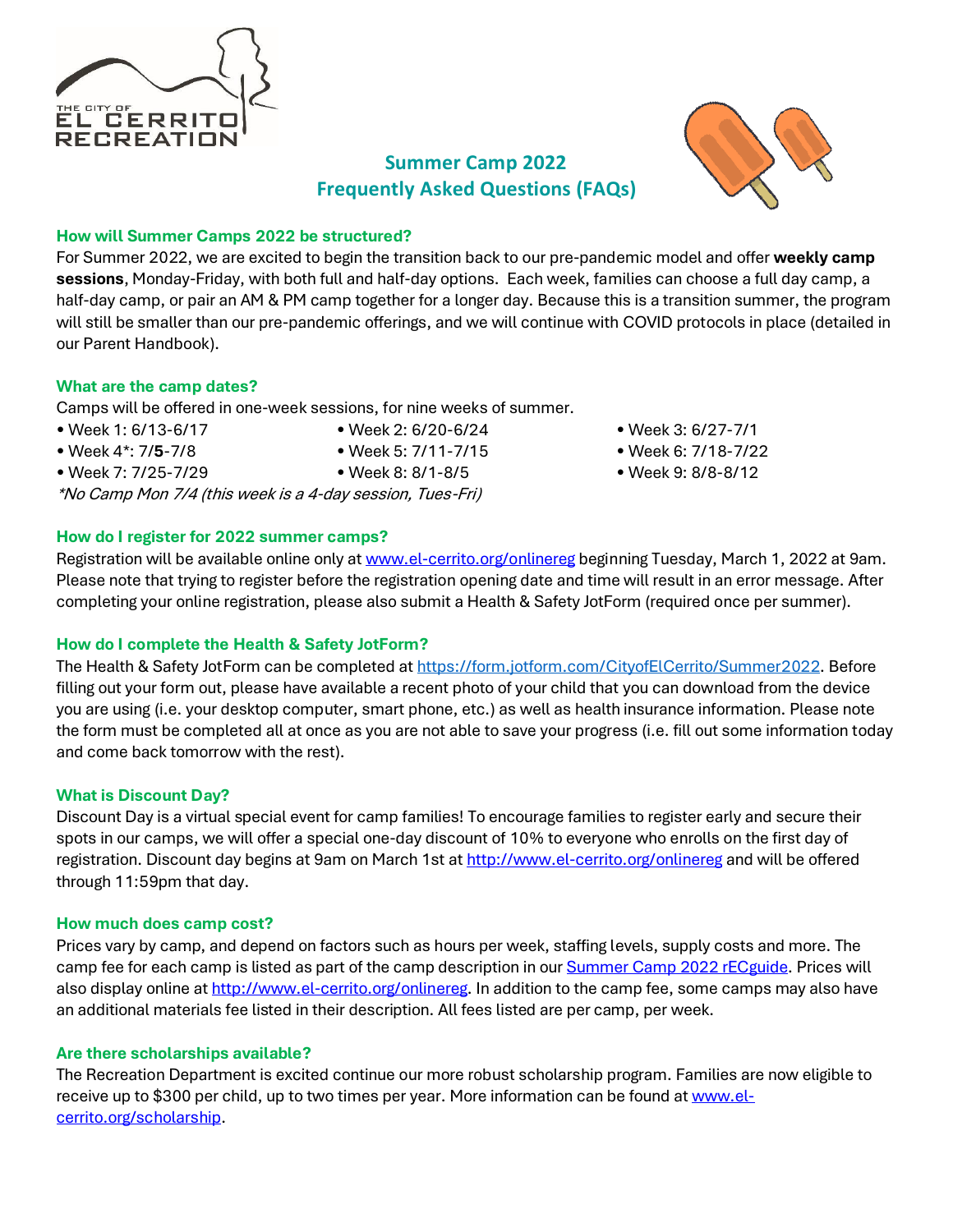# Summer Camp 2022
# Frequently Asked Questions (FAQs)

### How will Summer Camps 2022 be structured?

For Summer 2022, we are excited to begin the transition back to our pre-pandemic model and offer **weekly camp sessions**, Monday-Friday, with both full and half-day options. Each week, families can choose a full day camp, a half-day camp, or pair an AM & PM camp together for a longer day. Because this is a transition summer, the program will still be smaller than our pre-pandemic offerings, and we will continue with COVID protocols in place (detailed in our Parent Handbook).

### What are the camp dates?

Camps will be offered in one-week sessions, for nine weeks of summer.

- Week 1: 6/13-6/17
- Week 2: 6/20-6/24
- Week 3: 6/27-7/1
- Week 4*: 7/**5**-7/8
- Week 5: 7/11-7/15
- Week 6: 7/18-7/22
- Week 7: 7/25-7/29
- Week 8: 8/1-8/5
- Week 9: 8/8-8/12

*\*No Camp Mon 7/4 (this week is a 4-day session, Tues-Fri)*

### How do I register for 2022 summer camps?

Registration will be available online only at www.el-cerrito.org/onlinereg beginning Tuesday, March 1, 2022 at 9am. Please note that trying to register before the registration opening date and time will result in an error message. After completing your online registration, please also submit a Health & Safety JotForm (required once per summer).

### How do I complete the Health & Safety JotForm?

The Health & Safety JotForm can be completed at https://form.jotform.com/CityofElCerrito/Summer2022. Before filling out your form out, please have available a recent photo of your child that you can download from the device you are using (i.e. your desktop computer, smart phone, etc.) as well as health insurance information. Please note the form must be completed all at once as you are not able to save your progress (i.e. fill out some information today and come back tomorrow with the rest).

### What is Discount Day?

Discount Day is a virtual special event for camp families! To encourage families to register early and secure their spots in our camps, we will offer a special one-day discount of 10% to everyone who enrolls on the first day of registration. Discount day begins at 9am on March 1st at http://www.el-cerrito.org/onlinereg and will be offered through 11:59pm that day.

### How much does camp cost?

Prices vary by camp, and depend on factors such as hours per week, staffing levels, supply costs and more. The camp fee for each camp is listed as part of the camp description in our Summer Camp 2022 rECguide. Prices will also display online at http://www.el-cerrito.org/onlinereg. In addition to the camp fee, some camps may also have an additional materials fee listed in their description. All fees listed are per camp, per week.

### Are there scholarships available?

The Recreation Department is excited continue our more robust scholarship program. Families are now eligible to receive up to $300 per child, up to two times per year. More information can be found at www.el-cerrito.org/scholarship.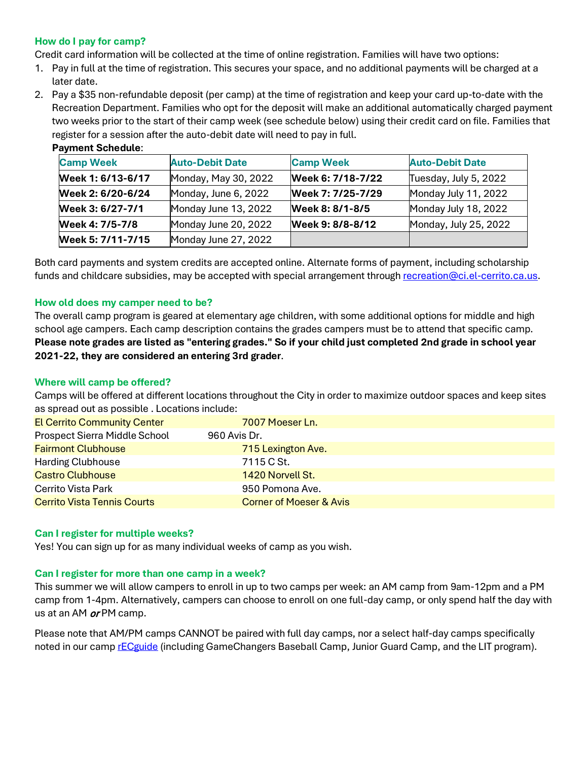### How do I pay for camp?

Credit card information will be collected at the time of online registration. Families will have two options:

1. Pay in full at the time of registration. This secures your space, and no additional payments will be charged at a later date.
2. Pay a $35 non-refundable deposit (per camp) at the time of registration and keep your card up-to-date with the Recreation Department. Families who opt for the deposit will make an additional automatically charged payment two weeks prior to the start of their camp week (see schedule below) using their credit card on file. Families that register for a session after the auto-debit date will need to pay in full.

**Payment Schedule**:

| Camp Week | Auto-Debit Date | Camp Week | Auto-Debit Date |
|---|---|---|---|
| **Week 1: 6/13-6/17** | Monday, May 30, 2022 | **Week 6: 7/18-7/22** | Tuesday, July 5, 2022 |
| **Week 2: 6/20-6/24** | Monday, June 6, 2022 | **Week 7: 7/25-7/29** | Monday July 11, 2022 |
| **Week 3: 6/27-7/1** | Monday June 13, 2022 | **Week 8: 8/1-8/5** | Monday July 18, 2022 |
| **Week 4: 7/5-7/8** | Monday June 20, 2022 | **Week 9: 8/8-8/12** | Monday, July 25, 2022 |
| **Week 5: 7/11-7/15** | Monday June 27, 2022 | | |

Both card payments and system credits are accepted online. Alternate forms of payment, including scholarship funds and childcare subsidies, may be accepted with special arrangement through recreation@ci.el-cerrito.ca.us.

### How old does my camper need to be?

The overall camp program is geared at elementary age children, with some additional options for middle and high school age campers. Each camp description contains the grades campers must be to attend that specific camp. **Please note grades are listed as "entering grades." So if your child just completed 2nd grade in school year 2021-22, they are considered an entering 3rd grader**.

### Where will camp be offered?

Camps will be offered at different locations throughout the City in order to maximize outdoor spaces and keep sites as spread out as possible . Locations include:

| Location | Address |
|---|---|
| El Cerrito Community Center | 7007 Moeser Ln. |
| Prospect Sierra Middle School | 960 Avis Dr. |
| Fairmont Clubhouse | 715 Lexington Ave. |
| Harding Clubhouse | 7115 C St. |
| Castro Clubhouse | 1420 Norvell St. |
| Cerrito Vista Park | 950 Pomona Ave. |
| Cerrito Vista Tennis Courts | Corner of Moeser & Avis |

### Can I register for multiple weeks?

Yes! You can sign up for as many individual weeks of camp as you wish.

### Can I register for more than one camp in a week?

This summer we will allow campers to enroll in up to two camps per week: an AM camp from 9am-12pm and a PM camp from 1-4pm. Alternatively, campers can choose to enroll on one full-day camp, or only spend half the day with us at an AM ***or*** PM camp.

Please note that AM/PM camps CANNOT be paired with full day camps, nor a select half-day camps specifically noted in our camp rECguide (including GameChangers Baseball Camp, Junior Guard Camp, and the LIT program).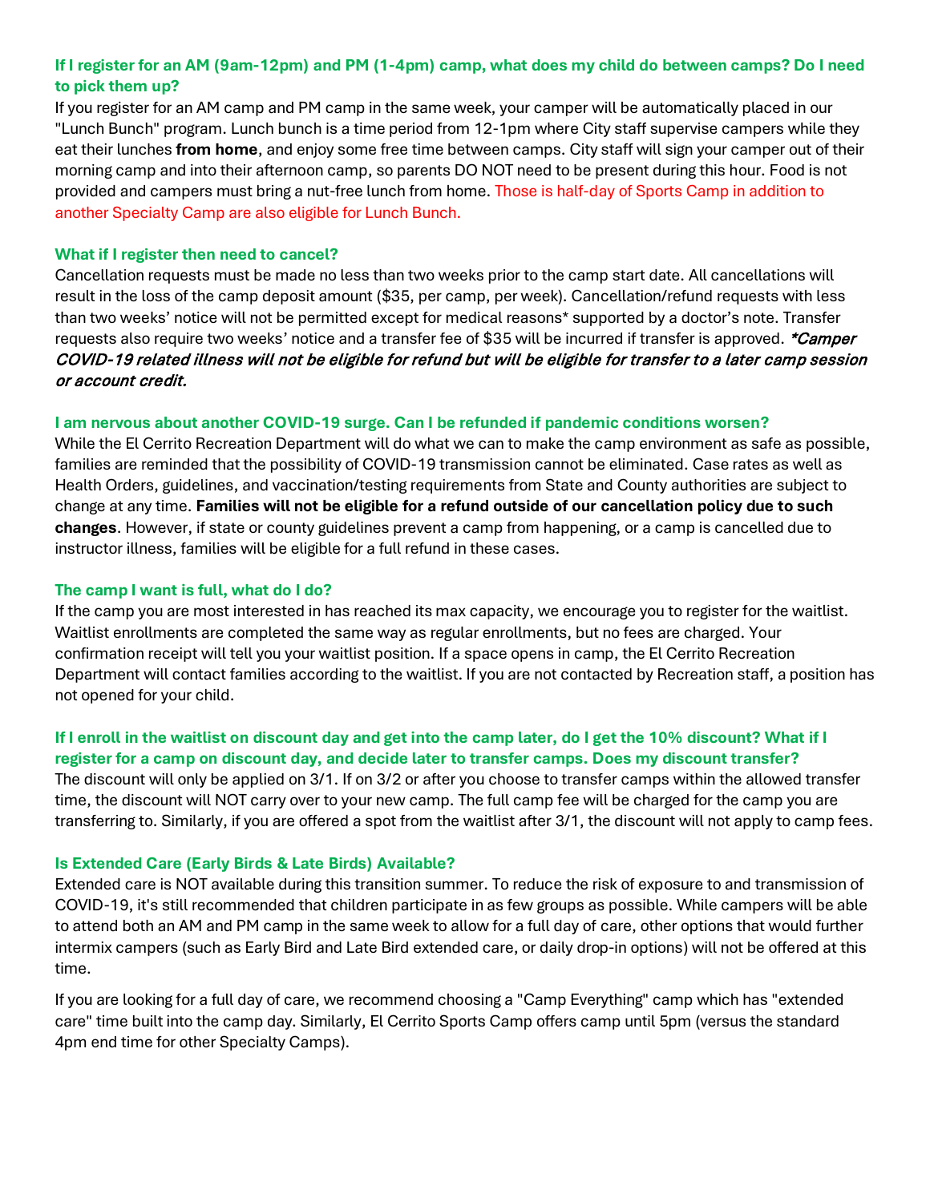### If I register for an AM (9am-12pm) and PM (1-4pm) camp, what does my child do between camps? Do I need to pick them up?

If you register for an AM camp and PM camp in the same week, your camper will be automatically placed in our "Lunch Bunch" program. Lunch bunch is a time period from 12-1pm where City staff supervise campers while they eat their lunches **from home**, and enjoy some free time between camps. City staff will sign your camper out of their morning camp and into their afternoon camp, so parents DO NOT need to be present during this hour. Food is not provided and campers must bring a nut-free lunch from home. Those is half-day of Sports Camp in addition to another Specialty Camp are also eligible for Lunch Bunch.

### What if I register then need to cancel?

Cancellation requests must be made no less than two weeks prior to the camp start date. All cancellations will result in the loss of the camp deposit amount ($35, per camp, per week). Cancellation/refund requests with less than two weeks' notice will not be permitted except for medical reasons* supported by a doctor's note. Transfer requests also require two weeks' notice and a transfer fee of $35 will be incurred if transfer is approved. ***Camper COVID-19 related illness will not be eligible for refund but will be eligible for transfer to a later camp session or account credit.***

### I am nervous about another COVID-19 surge. Can I be refunded if pandemic conditions worsen?

While the El Cerrito Recreation Department will do what we can to make the camp environment as safe as possible, families are reminded that the possibility of COVID-19 transmission cannot be eliminated. Case rates as well as Health Orders, guidelines, and vaccination/testing requirements from State and County authorities are subject to change at any time. **Families will not be eligible for a refund outside of our cancellation policy due to such changes**. However, if state or county guidelines prevent a camp from happening, or a camp is cancelled due to instructor illness, families will be eligible for a full refund in these cases.

### The camp I want is full, what do I do?

If the camp you are most interested in has reached its max capacity, we encourage you to register for the waitlist. Waitlist enrollments are completed the same way as regular enrollments, but no fees are charged. Your confirmation receipt will tell you your waitlist position. If a space opens in camp, the El Cerrito Recreation Department will contact families according to the waitlist. If you are not contacted by Recreation staff, a position has not opened for your child.

### If I enroll in the waitlist on discount day and get into the camp later, do I get the 10% discount? What if I register for a camp on discount day, and decide later to transfer camps. Does my discount transfer?

The discount will only be applied on 3/1. If on 3/2 or after you choose to transfer camps within the allowed transfer time, the discount will NOT carry over to your new camp. The full camp fee will be charged for the camp you are transferring to. Similarly, if you are offered a spot from the waitlist after 3/1, the discount will not apply to camp fees.

### Is Extended Care (Early Birds & Late Birds) Available?

Extended care is NOT available during this transition summer. To reduce the risk of exposure to and transmission of COVID-19, it's still recommended that children participate in as few groups as possible. While campers will be able to attend both an AM and PM camp in the same week to allow for a full day of care, other options that would further intermix campers (such as Early Bird and Late Bird extended care, or daily drop-in options) will not be offered at this time.

If you are looking for a full day of care, we recommend choosing a "Camp Everything" camp which has "extended care" time built into the camp day. Similarly, El Cerrito Sports Camp offers camp until 5pm (versus the standard 4pm end time for other Specialty Camps).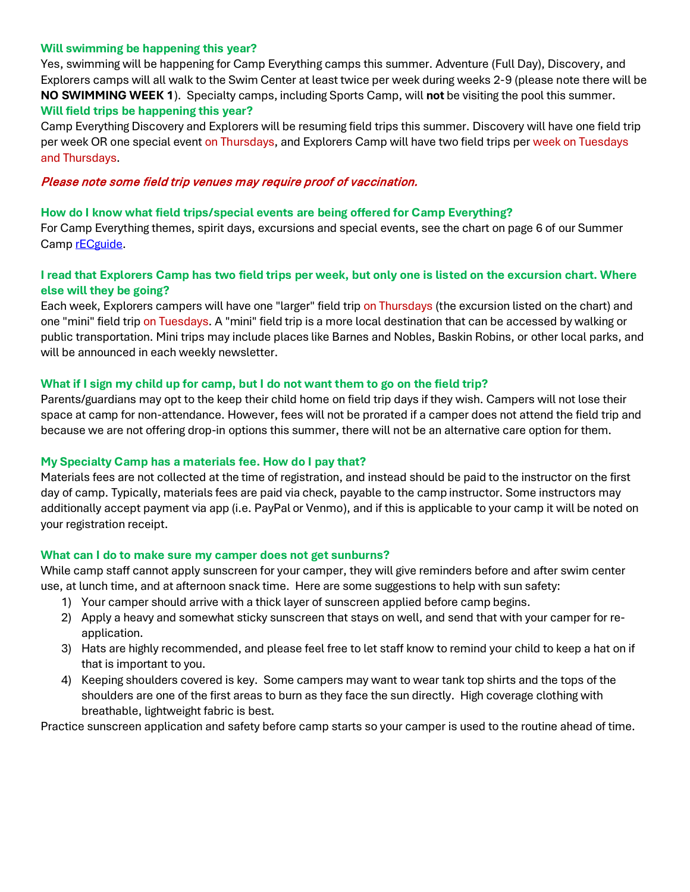### Will swimming be happening this year?

Yes, swimming will be happening for Camp Everything camps this summer. Adventure (Full Day), Discovery, and Explorers camps will all walk to the Swim Center at least twice per week during weeks 2-9 (please note there will be **NO SWIMMING WEEK 1**). Specialty camps, including Sports Camp, will **not** be visiting the pool this summer.

### Will field trips be happening this year?

Camp Everything Discovery and Explorers will be resuming field trips this summer. Discovery will have one field trip per week OR one special event on Thursdays, and Explorers Camp will have two field trips per week on Tuesdays and Thursdays.

***Please note some field trip venues may require proof of vaccination.***

### How do I know what field trips/special events are being offered for Camp Everything?

For Camp Everything themes, spirit days, excursions and special events, see the chart on page 6 of our Summer Camp rECguide.

### I read that Explorers Camp has two field trips per week, but only one is listed on the excursion chart. Where else will they be going?

Each week, Explorers campers will have one "larger" field trip on Thursdays (the excursion listed on the chart) and one "mini" field trip on Tuesdays. A "mini" field trip is a more local destination that can be accessed by walking or public transportation. Mini trips may include places like Barnes and Nobles, Baskin Robins, or other local parks, and will be announced in each weekly newsletter.

### What if I sign my child up for camp, but I do not want them to go on the field trip?

Parents/guardians may opt to the keep their child home on field trip days if they wish. Campers will not lose their space at camp for non-attendance. However, fees will not be prorated if a camper does not attend the field trip and because we are not offering drop-in options this summer, there will not be an alternative care option for them.

### My Specialty Camp has a materials fee. How do I pay that?

Materials fees are not collected at the time of registration, and instead should be paid to the instructor on the first day of camp. Typically, materials fees are paid via check, payable to the camp instructor. Some instructors may additionally accept payment via app (i.e. PayPal or Venmo), and if this is applicable to your camp it will be noted on your registration receipt.

### What can I do to make sure my camper does not get sunburns?

While camp staff cannot apply sunscreen for your camper, they will give reminders before and after swim center use, at lunch time, and at afternoon snack time. Here are some suggestions to help with sun safety:

1) Your camper should arrive with a thick layer of sunscreen applied before camp begins.
2) Apply a heavy and somewhat sticky sunscreen that stays on well, and send that with your camper for re-application.
3) Hats are highly recommended, and please feel free to let staff know to remind your child to keep a hat on if that is important to you.
4) Keeping shoulders covered is key. Some campers may want to wear tank top shirts and the tops of the shoulders are one of the first areas to burn as they face the sun directly. High coverage clothing with breathable, lightweight fabric is best.

Practice sunscreen application and safety before camp starts so your camper is used to the routine ahead of time.